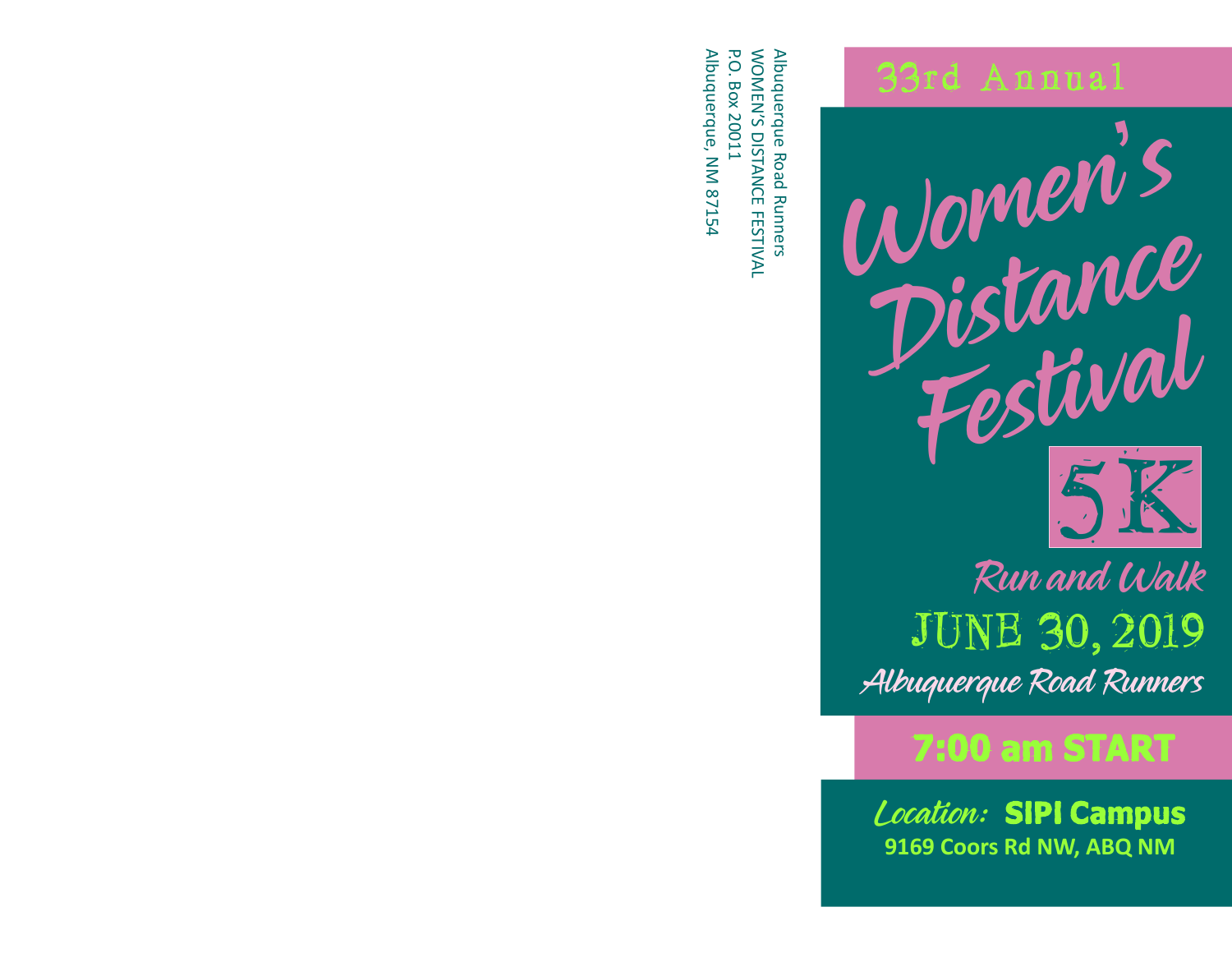Albuquerque Road Runners
WOMEN'S DISTANCE FESTIVAL
P.O. Box 20011
Albuquerque, NM 87154

33rd Annual

# Women's Distance Festival

## 5K

*Run and Walk*

JUNE 30, 2019

*Albuquerque Road Runners*

**7:00 am START**

*Location:* **SIPI Campus**
**9169 Coors Rd NW, ABQ NM**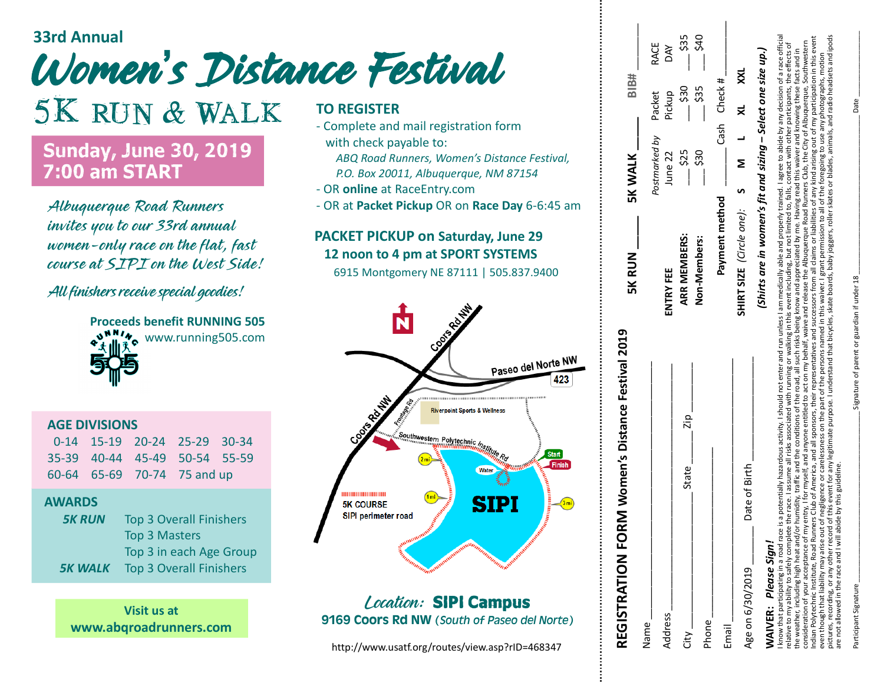33rd Annual

# *Women's Distance Festival*

## 5K RUN & WALK

**Sunday, June 30, 2019**
**7:00 am START**

*Albuquerque Road Runners invites you to our 33rd annual women-only race on the flat, fast course at SIPI on the West Side!*

*All finishers receive special goodies!*

**Proceeds benefit RUNNING 505**
www.running505.com

### AGE DIVISIONS

| | | | | |
|---|---|---|---|---|
| 0-14 | 15-19 | 20-24 | 25-29 | 30-34 |
| 35-39 | 40-44 | 45-49 | 50-54 | 55-59 |
| 60-64 | 65-69 | 70-74 | 75 and up | |

### AWARDS

| | |
|---|---|
| ***5K RUN*** | Top 3 Overall Finishers |
| | Top 3 Masters |
| | Top 3 in each Age Group |
| ***5K WALK*** | Top 3 Overall Finishers |

**Visit us at www.abqroadrunners.com**

### TO REGISTER

- Complete and mail registration form with check payable to:
  *ABQ Road Runners, Women's Distance Festival, P.O. Box 20011, Albuquerque, NM 87154*
- OR **online** at RaceEntry.com
- OR at **Packet Pickup** OR on **Race Day** 6-6:45 am

### PACKET PICKUP on Saturday, June 29
### 12 noon to 4 pm at SPORT SYSTEMS

6915 Montgomery NE 87111 | 505.837.9400

Coors Rd NW
Paseo del Norte NW
423
Frontage Rd
Riverpoint Sports & Wellness
Southwestern Polytechnic Institute Rd
Start
Finish
Water
2 mi
1 mi
3 mi
SIPI
5K COURSE
SIPI perimeter road

*Location:* **SIPI Campus**
**9169 Coors Rd NW** (*South of Paseo del Norte*)

http://www.usatf.org/routes/view.asp?rID=468347

## REGISTRATION FORM Women's Distance Festival 2019

Name ____________________

Address ____________________

City ____________ State ______ Zip ______

Phone ____________________

Email ____________________

Age on 6/30/2019 ______ Date of Birth ______

5K RUN ______ 5K WALK ______ BIB# ______

| ENTRY FEE | *Postmarked by* June 22 | Packet Pickup | RACE DAY |
|---|---|---|---|
| **ARR MEMBERS:** | ___ $25 | ___ $30 | ___ $35 |
| **Non-Members:** | ___ $30 | ___ $35 | ___ $40 |

**Payment method** ______ Cash ______ Check # ______

**SHIRT SIZE** (*Circle one*): **S M L XL XXL**

***(Shirts are in women's fit and sizing – Select one size up.)***

**WAIVER:** ***Please Sign!***

I know that participating in a road race is a potentially hazardous activity. I should not enter and run unless I am medically able and properly trained. I agree to abide by any decision of a race official relative to my ability to safely complete the race. I assume all risks associated with running or walking in this event including, but not limited to, falls, contact with other participants, the effects of the weather, including high heat and/or humidity, traffic and the conditions of the road, all such risks being know and appreciated by me. Having read this waiver and knowing these facts and in consideration of your acceptance of my entry, I for myself, and anyone entitled to act on my behalf, waive and release the Albuquerque Road Runners Club, the City of Albuquerque, Southwestern Indian Polytechnic Institute, Road Runners Club of America, and all sponsors, their representatives and successors from all claims or liabilities of any kind arising out of my participation in this event even though that liability may arise out of negligence or carelessness on the part of the persons named in this waiver. I grant permission to all of the foregoing to use any photographs, motion pictures, recording, or any other record of this event for any legitimate purpose. I understand that bicycles, skate boards, baby joggers, roller skates or blades, animals, and radio headsets and ipods are not allowed in the race and I will abide by this guideline.

Participant Signature ____________ Signature of parent or guardian if under 18 ____________ Date ______